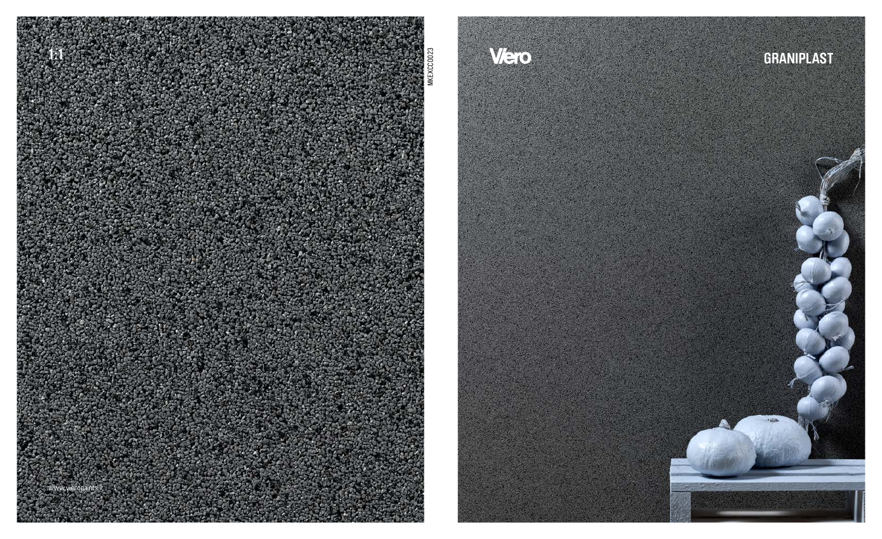1:1

www.vieropaints.it

MKEXCC0023

Viero

# GRANIPLAST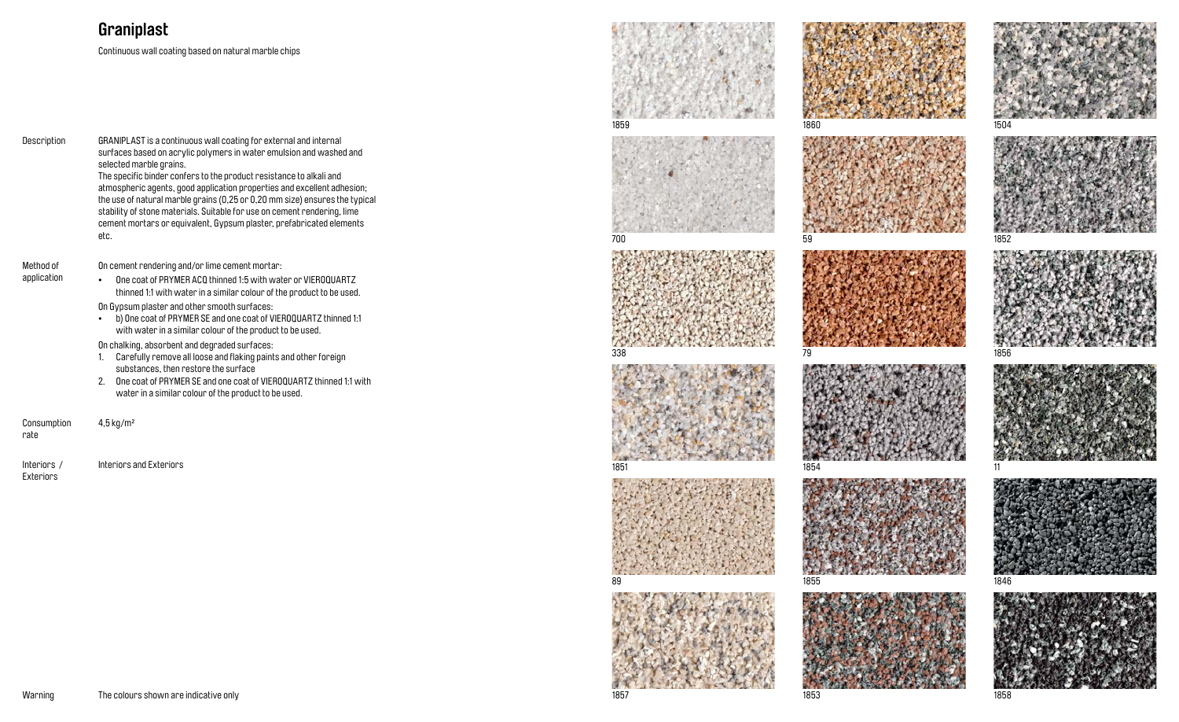# Graniplast

Continuous wall coating based on natural marble chips

**Description**

GRANIPLAST is a continuous wall coating for external and internal surfaces based on acrylic polymers in water emulsion and washed and selected marble grains.
The specific binder confers to the product resistance to alkali and atmospheric agents, good application properties and excellent adhesion; the use of natural marble grains (0,25 or 0,20 mm size) ensures the typical stability of stone materials. Suitable for use on cement rendering, lime cement mortars or equivalent, Gypsum plaster, prefabricated elements etc.

**Method of application**

On cement rendering and/or lime cement mortar:

- One coat of PRYMER ACQ thinned 1:5 with water or VIEROQUARTZ thinned 1:1 with water in a similar colour of the product to be used.

On Gypsum plaster and other smooth surfaces:

- b) One coat of PRYMER SE and one coat of VIEROQUARTZ thinned 1:1 with water in a similar colour of the product to be used.

On chalking, absorbent and degraded surfaces:

1. Carefully remove all loose and flaking paints and other foreign substances, then restore the surface
2. One coat of PRYMER SE and one coat of VIEROQUARTZ thinned 1:1 with water in a similar colour of the product to be used.

**Consumption rate**

4,5 kg/m²

**Interiors / Exteriors**

Interiors and Exteriors

**Warning**

The colours shown are indicative only

1859
1860
1504
700
59
1852
338
79
1856
1851
1854
11
89
1855
1846
1857
1853
1858